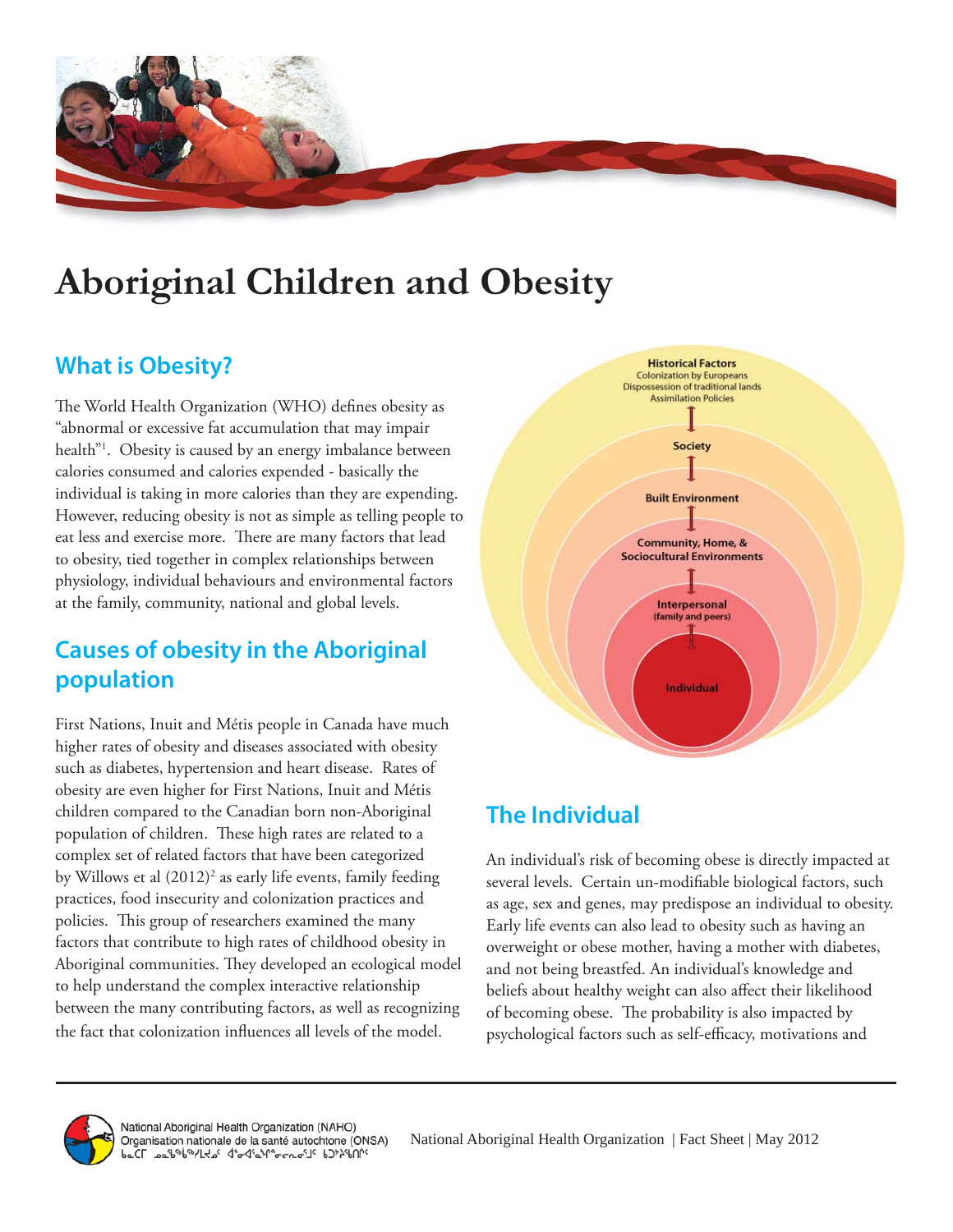# Aboriginal Children and Obesity

## What is Obesity?

The World Health Organization (WHO) defines obesity as "abnormal or excessive fat accumulation that may impair health"[1]. Obesity is caused by an energy imbalance between calories consumed and calories expended - basically the individual is taking in more calories than they are expending. However, reducing obesity is not as simple as telling people to eat less and exercise more. There are many factors that lead to obesity, tied together in complex relationships between physiology, individual behaviours and environmental factors at the family, community, national and global levels.

## Causes of obesity in the Aboriginal population

First Nations, Inuit and Métis people in Canada have much higher rates of obesity and diseases associated with obesity such as diabetes, hypertension and heart disease. Rates of obesity are even higher for First Nations, Inuit and Métis children compared to the Canadian born non-Aboriginal population of children. These high rates are related to a complex set of related factors that have been categorized by Willows et al (2012)[2] as early life events, family feeding practices, food insecurity and colonization practices and policies. This group of researchers examined the many factors that contribute to high rates of childhood obesity in Aboriginal communities. They developed an ecological model to help understand the complex interactive relationship between the many contributing factors, as well as recognizing the fact that colonization influences all levels of the model.

**Historical Factors**
Colonization by Europeans
Dispossession of traditional lands
Assimilation Policies

**Society**

**Built Environment**

**Community, Home, & Sociocultural Environments**

**Interpersonal** (family and peers)

**Individual**

## The Individual

An individual's risk of becoming obese is directly impacted at several levels. Certain un-modifiable biological factors, such as age, sex and genes, may predispose an individual to obesity. Early life events can also lead to obesity such as having an overweight or obese mother, having a mother with diabetes, and not being breastfed. An individual's knowledge and beliefs about healthy weight can also affect their likelihood of becoming obese. The probability is also impacted by psychological factors such as self-efficacy, motivations and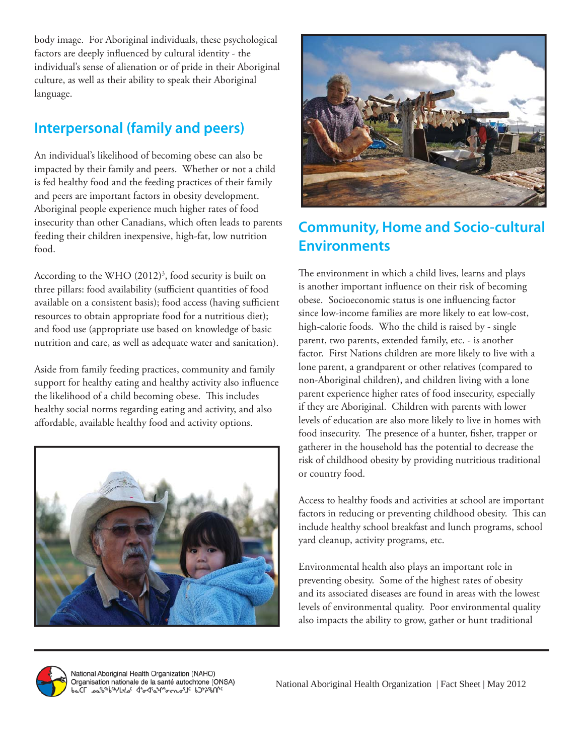body image. For Aboriginal individuals, these psychological factors are deeply influenced by cultural identity - the individual's sense of alienation or of pride in their Aboriginal culture, as well as their ability to speak their Aboriginal language.

## Interpersonal (family and peers)

An individual's likelihood of becoming obese can also be impacted by their family and peers. Whether or not a child is fed healthy food and the feeding practices of their family and peers are important factors in obesity development. Aboriginal people experience much higher rates of food insecurity than other Canadians, which often leads to parents feeding their children inexpensive, high-fat, low nutrition food.

According to the WHO (2012)[3], food security is built on three pillars: food availability (sufficient quantities of food available on a consistent basis); food access (having sufficient resources to obtain appropriate food for a nutritious diet); and food use (appropriate use based on knowledge of basic nutrition and care, as well as adequate water and sanitation).

Aside from family feeding practices, community and family support for healthy eating and healthy activity also influence the likelihood of a child becoming obese. This includes healthy social norms regarding eating and activity, and also affordable, available healthy food and activity options.

## Community, Home and Socio-cultural Environments

The environment in which a child lives, learns and plays is another important influence on their risk of becoming obese. Socioeconomic status is one influencing factor since low-income families are more likely to eat low-cost, high-calorie foods. Who the child is raised by - single parent, two parents, extended family, etc. - is another factor. First Nations children are more likely to live with a lone parent, a grandparent or other relatives (compared to non-Aboriginal children), and children living with a lone parent experience higher rates of food insecurity, especially if they are Aboriginal. Children with parents with lower levels of education are also more likely to live in homes with food insecurity. The presence of a hunter, fisher, trapper or gatherer in the household has the potential to decrease the risk of childhood obesity by providing nutritious traditional or country food.

Access to healthy foods and activities at school are important factors in reducing or preventing childhood obesity. This can include healthy school breakfast and lunch programs, school yard cleanup, activity programs, etc.

Environmental health also plays an important role in preventing obesity. Some of the highest rates of obesity and its associated diseases are found in areas with the lowest levels of environmental quality. Poor environmental quality also impacts the ability to grow, gather or hunt traditional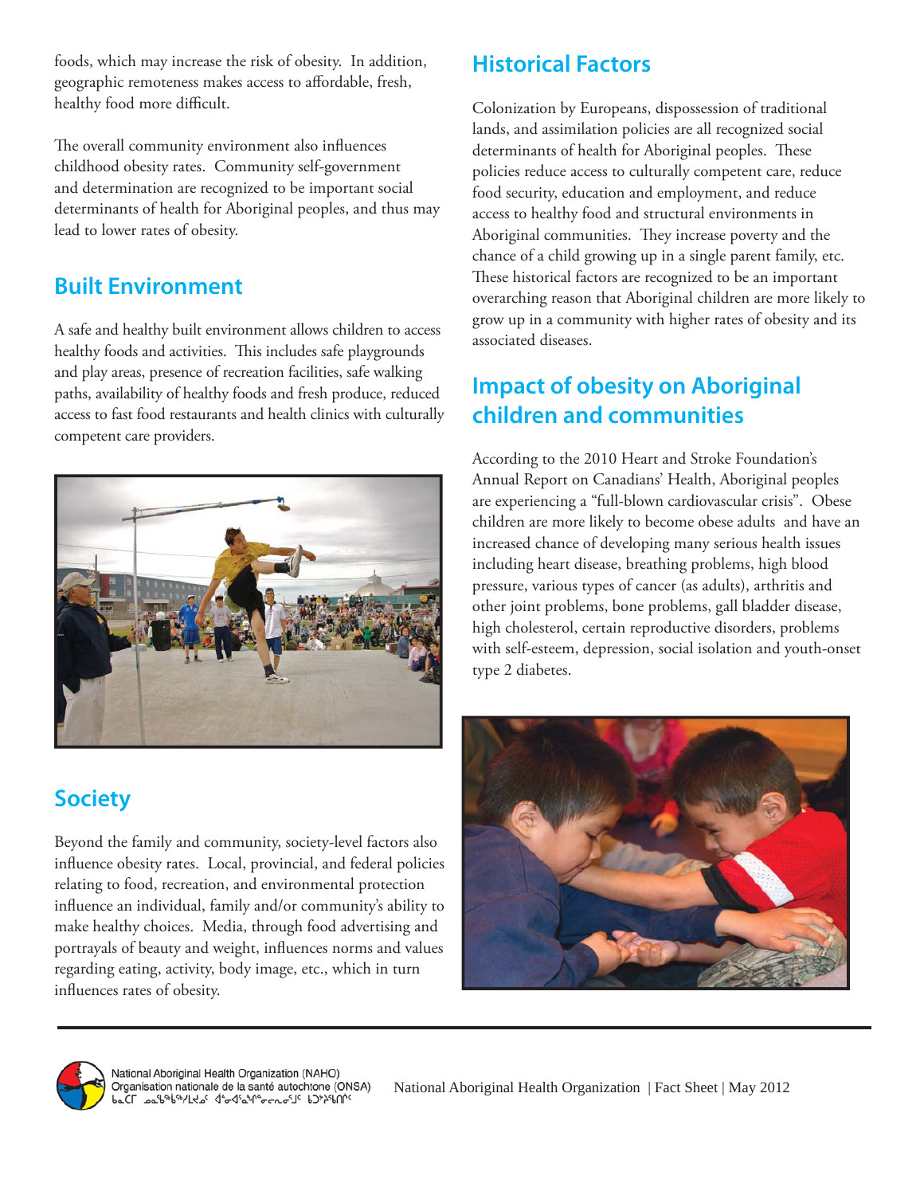foods, which may increase the risk of obesity. In addition, geographic remoteness makes access to affordable, fresh, healthy food more difficult.

The overall community environment also influences childhood obesity rates. Community self-government and determination are recognized to be important social determinants of health for Aboriginal peoples, and thus may lead to lower rates of obesity.

## Built Environment

A safe and healthy built environment allows children to access healthy foods and activities. This includes safe playgrounds and play areas, presence of recreation facilities, safe walking paths, availability of healthy foods and fresh produce, reduced access to fast food restaurants and health clinics with culturally competent care providers.

## Society

Beyond the family and community, society-level factors also influence obesity rates. Local, provincial, and federal policies relating to food, recreation, and environmental protection influence an individual, family and/or community's ability to make healthy choices. Media, through food advertising and portrayals of beauty and weight, influences norms and values regarding eating, activity, body image, etc., which in turn influences rates of obesity.

## Historical Factors

Colonization by Europeans, dispossession of traditional lands, and assimilation policies are all recognized social determinants of health for Aboriginal peoples. These policies reduce access to culturally competent care, reduce food security, education and employment, and reduce access to healthy food and structural environments in Aboriginal communities. They increase poverty and the chance of a child growing up in a single parent family, etc. These historical factors are recognized to be an important overarching reason that Aboriginal children are more likely to grow up in a community with higher rates of obesity and its associated diseases.

## Impact of obesity on Aboriginal children and communities

According to the 2010 Heart and Stroke Foundation's Annual Report on Canadians' Health, Aboriginal peoples are experiencing a "full-blown cardiovascular crisis". Obese children are more likely to become obese adults and have an increased chance of developing many serious health issues including heart disease, breathing problems, high blood pressure, various types of cancer (as adults), arthritis and other joint problems, bone problems, gall bladder disease, high cholesterol, certain reproductive disorders, problems with self-esteem, depression, social isolation and youth-onset type 2 diabetes.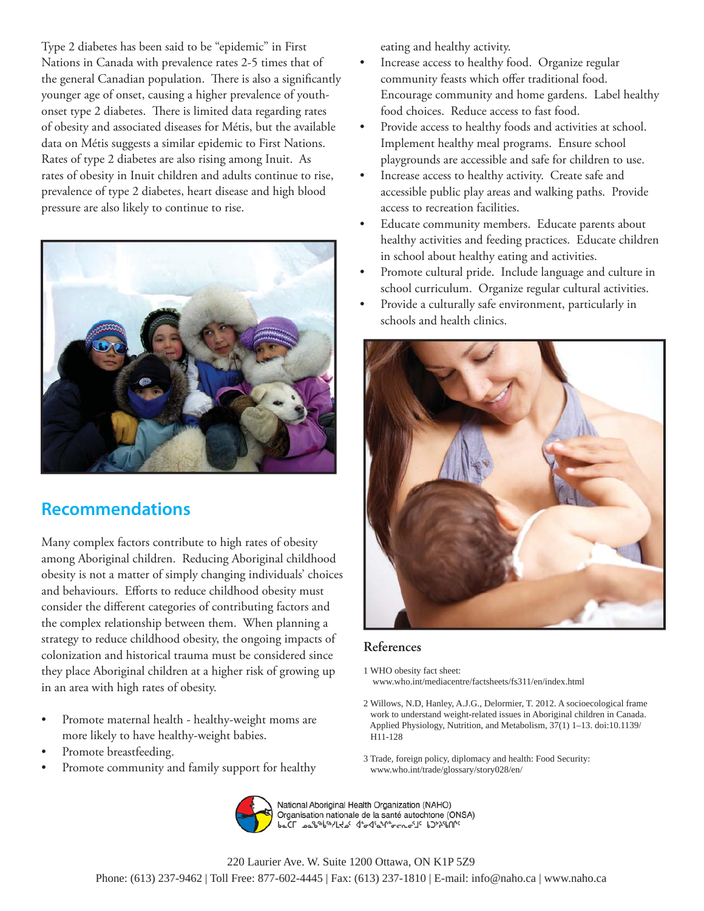Type 2 diabetes has been said to be "epidemic" in First Nations in Canada with prevalence rates 2-5 times that of the general Canadian population. There is also a significantly younger age of onset, causing a higher prevalence of youth-onset type 2 diabetes. There is limited data regarding rates of obesity and associated diseases for Métis, but the available data on Métis suggests a similar epidemic to First Nations. Rates of type 2 diabetes are also rising among Inuit. As rates of obesity in Inuit children and adults continue to rise, prevalence of type 2 diabetes, heart disease and high blood pressure are also likely to continue to rise.

## Recommendations

Many complex factors contribute to high rates of obesity among Aboriginal children. Reducing Aboriginal childhood obesity is not a matter of simply changing individuals' choices and behaviours. Efforts to reduce childhood obesity must consider the different categories of contributing factors and the complex relationship between them. When planning a strategy to reduce childhood obesity, the ongoing impacts of colonization and historical trauma must be considered since they place Aboriginal children at a higher risk of growing up in an area with high rates of obesity.

- Promote maternal health - healthy-weight moms are more likely to have healthy-weight babies.
- Promote breastfeeding.
- Promote community and family support for healthy eating and healthy activity.
- Increase access to healthy food. Organize regular community feasts which offer traditional food. Encourage community and home gardens. Label healthy food choices. Reduce access to fast food.
- Provide access to healthy foods and activities at school. Implement healthy meal programs. Ensure school playgrounds are accessible and safe for children to use.
- Increase access to healthy activity. Create safe and accessible public play areas and walking paths. Provide access to recreation facilities.
- Educate community members. Educate parents about healthy activities and feeding practices. Educate children in school about healthy eating and activities.
- Promote cultural pride. Include language and culture in school curriculum. Organize regular cultural activities.
- Provide a culturally safe environment, particularly in schools and health clinics.

### References

1 WHO obesity fact sheet: www.who.int/mediacentre/factsheets/fs311/en/index.html

2 Willows, N.D, Hanley, A.J.G., Delormier, T. 2012. A socioecological frame work to understand weight-related issues in Aboriginal children in Canada. Applied Physiology, Nutrition, and Metabolism, 37(1) 1–13. doi:10.1139/H11-128

3 Trade, foreign policy, diplomacy and health: Food Security: www.who.int/trade/glossary/story028/en/

National Aboriginal Health Organization (NAHO)
Organisation nationale de la santé autochtone (ONSA)

220 Laurier Ave. W. Suite 1200 Ottawa, ON K1P 5Z9
Phone: (613) 237-9462 | Toll Free: 877-602-4445 | Fax: (613) 237-1810 | E-mail: info@naho.ca | www.naho.ca